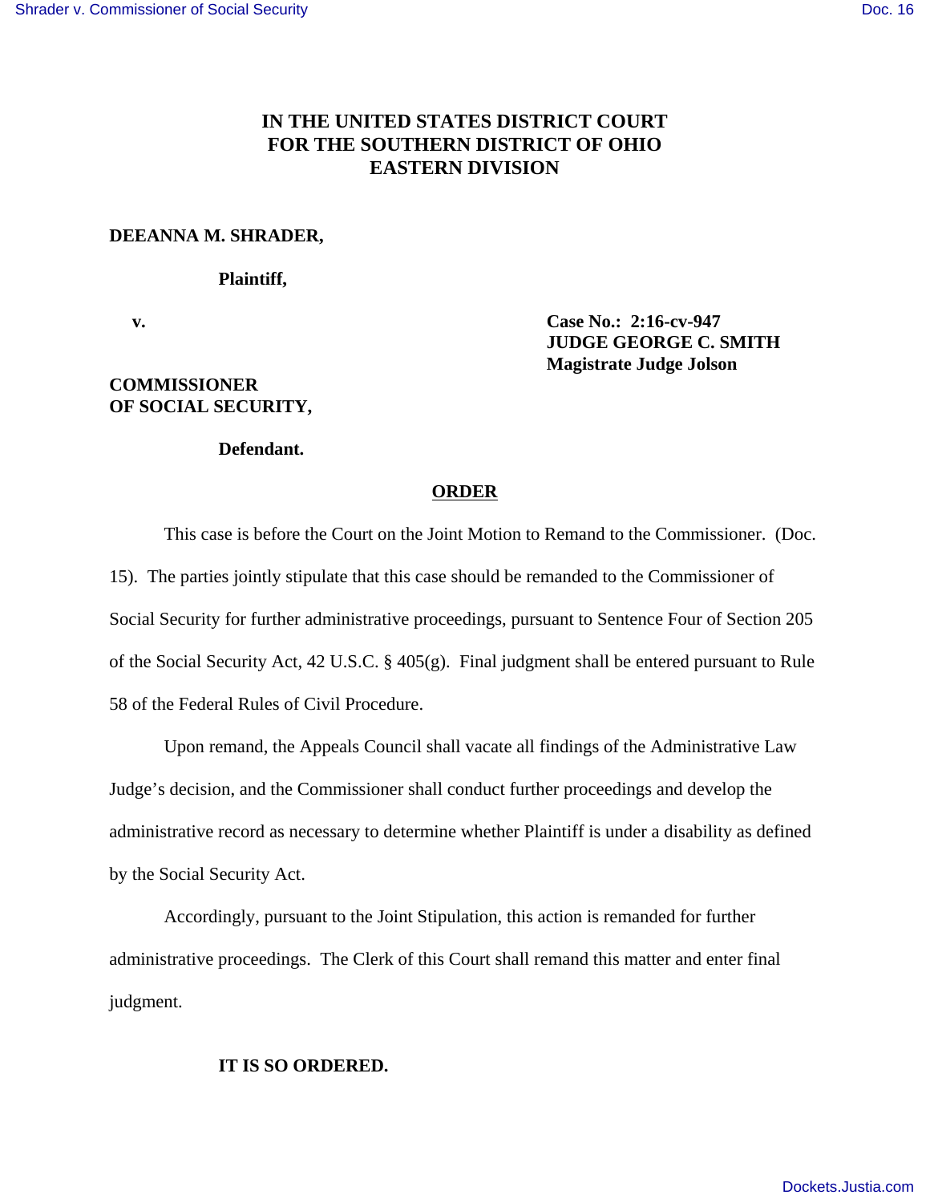**IN THE UNITED STATES DISTRICT COURT**
**FOR THE SOUTHERN DISTRICT OF OHIO**
**EASTERN DIVISION**

**DEEANNA M. SHRADER,**

**Plaintiff,**

**v.**

**Case No.: 2:16-cv-947**
**JUDGE GEORGE C. SMITH**
**Magistrate Judge Jolson**

**COMMISSIONER OF SOCIAL SECURITY,**

**Defendant.**

## ORDER

This case is before the Court on the Joint Motion to Remand to the Commissioner. (Doc. 15). The parties jointly stipulate that this case should be remanded to the Commissioner of Social Security for further administrative proceedings, pursuant to Sentence Four of Section 205 of the Social Security Act, 42 U.S.C. § 405(g). Final judgment shall be entered pursuant to Rule 58 of the Federal Rules of Civil Procedure.

Upon remand, the Appeals Council shall vacate all findings of the Administrative Law Judge's decision, and the Commissioner shall conduct further proceedings and develop the administrative record as necessary to determine whether Plaintiff is under a disability as defined by the Social Security Act.

Accordingly, pursuant to the Joint Stipulation, this action is remanded for further administrative proceedings. The Clerk of this Court shall remand this matter and enter final judgment.

**IT IS SO ORDERED.**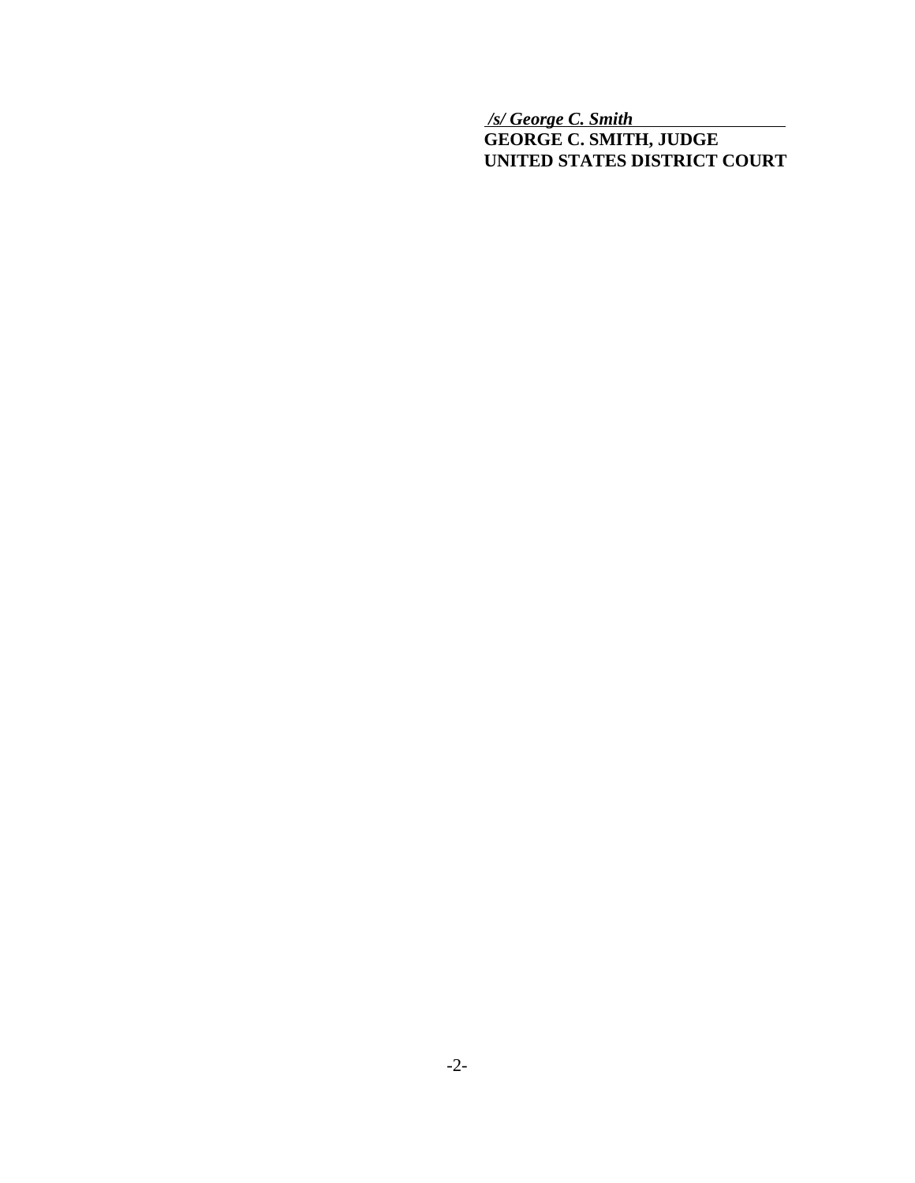*/s/ George C. Smith*

**GEORGE C. SMITH, JUDGE**
**UNITED STATES DISTRICT COURT**